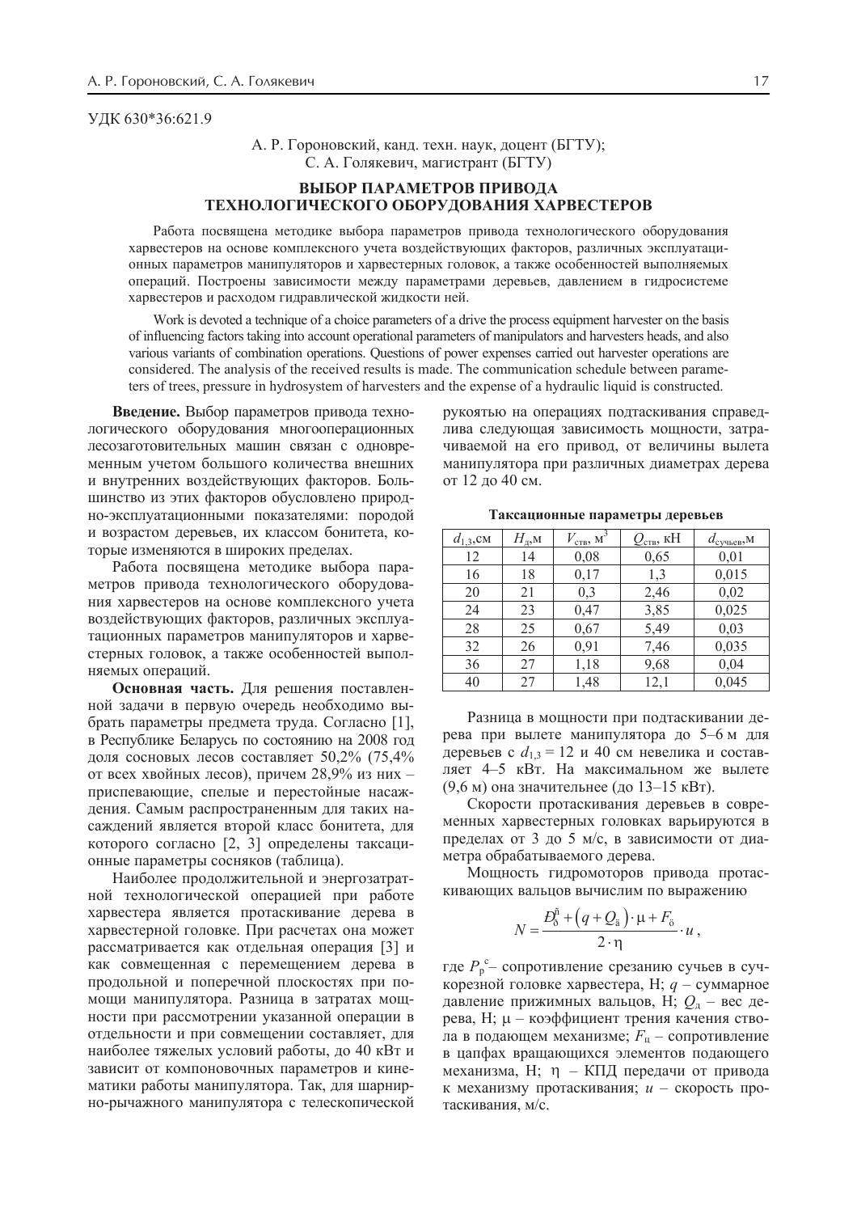УДК 630*36:621.9

А. Р. Гороновский, канд. техн. наук, доцент (БГТУ);
С. А. Голякевич, магистрант (БГТУ)

# ВЫБОР ПАРАМЕТРОВ ПРИВОДА ТЕХНОЛОГИЧЕСКОГО ОБОРУДОВАНИЯ ХАРВЕСТЕРОВ

Работа посвящена методике выбора параметров привода технологического оборудования харвестеров на основе комплексного учета воздействующих факторов, различных эксплуатационных параметров манипуляторов и харвестерных головок, а также особенностей выполняемых операций. Построены зависимости между параметрами деревьев, давлением в гидросистеме харвестеров и расходом гидравлической жидкости ней.

Work is devoted a technique of a choice parameters of a drive the process equipment harvester on the basis of influencing factors taking into account operational parameters of manipulators and harvesters heads, and also various variants of combination operations. Questions of power expenses carried out harvester operations are considered. The analysis of the received results is made. The communication schedule between parameters of trees, pressure in hydrosystem of harvesters and the expense of a hydraulic liquid is constructed.

**Введение.** Выбор параметров привода технологического оборудования многооперационных лесозаготовительных машин связан с одновременным учетом большого количества внешних и внутренних воздействующих факторов. Большинство из этих факторов обусловлено природно-эксплуатационными показателями: породой и возрастом деревьев, их классом бонитета, которые изменяются в широких пределах.

Работа посвящена методике выбора параметров привода технологического оборудования харвестеров на основе комплексного учета воздействующих факторов, различных эксплуатационных параметров манипуляторов и харвестерных головок, а также особенностей выполняемых операций.

**Основная часть.** Для решения поставленной задачи в первую очередь необходимо выбрать параметры предмета труда. Согласно [1], в Республике Беларусь по состоянию на 2008 год доля сосновых лесов составляет 50,2% (75,4% от всех хвойных лесов), причем 28,9% из них – приспевающие, спелые и перестойные насаждения. Самым распространенным для таких насаждений является второй класс бонитета, для которого согласно [2, 3] определены таксационные параметры сосняков (таблица).

Наиболее продолжительной и энергозатратной технологической операцией при работе харвестера является протаскивание дерева в харвестерной головке. При расчетах она может рассматривается как отдельная операция [3] и как совмещенная с перемещением дерева в продольной и поперечной плоскостях при помощи манипулятора. Разница в затратах мощности при рассмотрении указанной операции в отдельности и при совмещении составляет, для наиболее тяжелых условий работы, до 40 кВт и зависит от компоновочных параметров и кинематики работы манипулятора. Так, для шарнирно-рычажного манипулятора с телескопической рукоятью на операциях подтаскивания справедлива следующая зависимость мощности, затрачиваемой на его привод, от величины вылета манипулятора при различных диаметрах дерева от 12 до 40 см.

**Таксационные параметры деревьев**

| $d_{1,3}$, см | $H_д$, м | $V_{ств}$, м$^3$ | $Q_{ств}$, кН | $d_{сучьев}$, м |
|---|---|---|---|---|
| 12 | 14 | 0,08 | 0,65 | 0,01 |
| 16 | 18 | 0,17 | 1,3 | 0,015 |
| 20 | 21 | 0,3 | 2,46 | 0,02 |
| 24 | 23 | 0,47 | 3,85 | 0,025 |
| 28 | 25 | 0,67 | 5,49 | 0,03 |
| 32 | 26 | 0,91 | 7,46 | 0,035 |
| 36 | 27 | 1,18 | 9,68 | 0,04 |
| 40 | 27 | 1,48 | 12,1 | 0,045 |

Разница в мощности при подтаскивании дерева при вылете манипулятора до 5–6 м для деревьев с $d_{1,3}$ = 12 и 40 см невелика и составляет 4–5 кВт. На максимальном же вылете (9,6 м) она значительнее (до 13–15 кВт).

Скорости протаскивания деревьев в современных харвестерных головках варьируются в пределах от 3 до 5 м/с, в зависимости от диаметра обрабатываемого дерева.

Мощность гидромоторов привода протаскивающих вальцов вычислим по выражению

$$N = \frac{P_р^с + \left(q + Q_д\right) \cdot \mu + F_ц}{2 \cdot \eta} \cdot u,$$

где $P_р^с$ – сопротивление срезанию сучьев в сучкорезной головке харвестера, Н; $q$ – суммарное давление прижимных вальцов, Н; $Q_д$ – вес дерева, Н; μ – коэффициент трения качения ствола в подающем механизме; $F_ц$ – сопротивление в цапфах вращающихся элементов подающего механизма, Н; η – КПД передачи от привода к механизму протаскивания; $u$ – скорость протаскивания, м/с.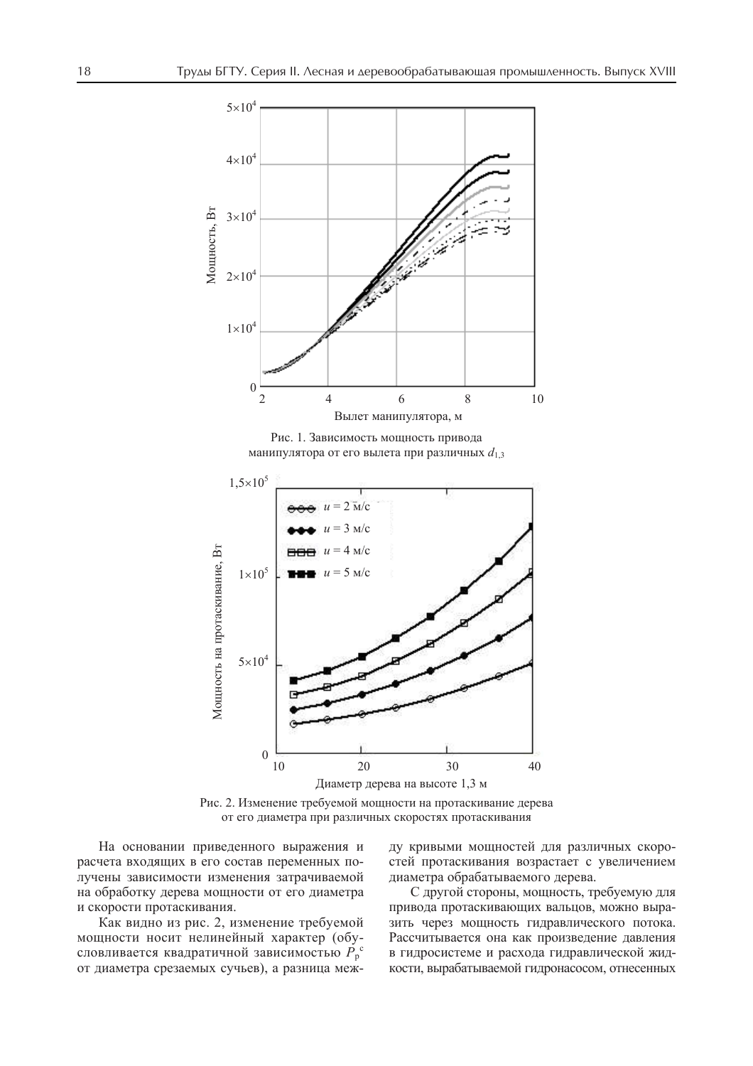Рис. 1. Зависимость мощность привода манипулятора от его вылета при различных $d_{1,3}$

Рис. 2. Изменение требуемой мощности на протаскивание дерева от его диаметра при различных скоростях протаскивания

На основании приведенного выражения и расчета входящих в его состав переменных получены зависимости изменения затрачиваемой на обработку дерева мощности от его диаметра и скорости протаскивания.

Как видно из рис. 2, изменение требуемой мощности носит нелинейный характер (обусловливается квадратичной зависимостью $P_р^с$ от диаметра срезаемых сучьев), а разница между кривыми мощностей для различных скоростей протаскивания возрастает с увеличением диаметра обрабатываемого дерева.

С другой стороны, мощность, требуемую для привода протаскивающих вальцов, можно выразить через мощность гидравлического потока. Рассчитывается она как произведение давления в гидросистеме и расхода гидравлической жидкости, вырабатываемой гидронасосом, отнесенных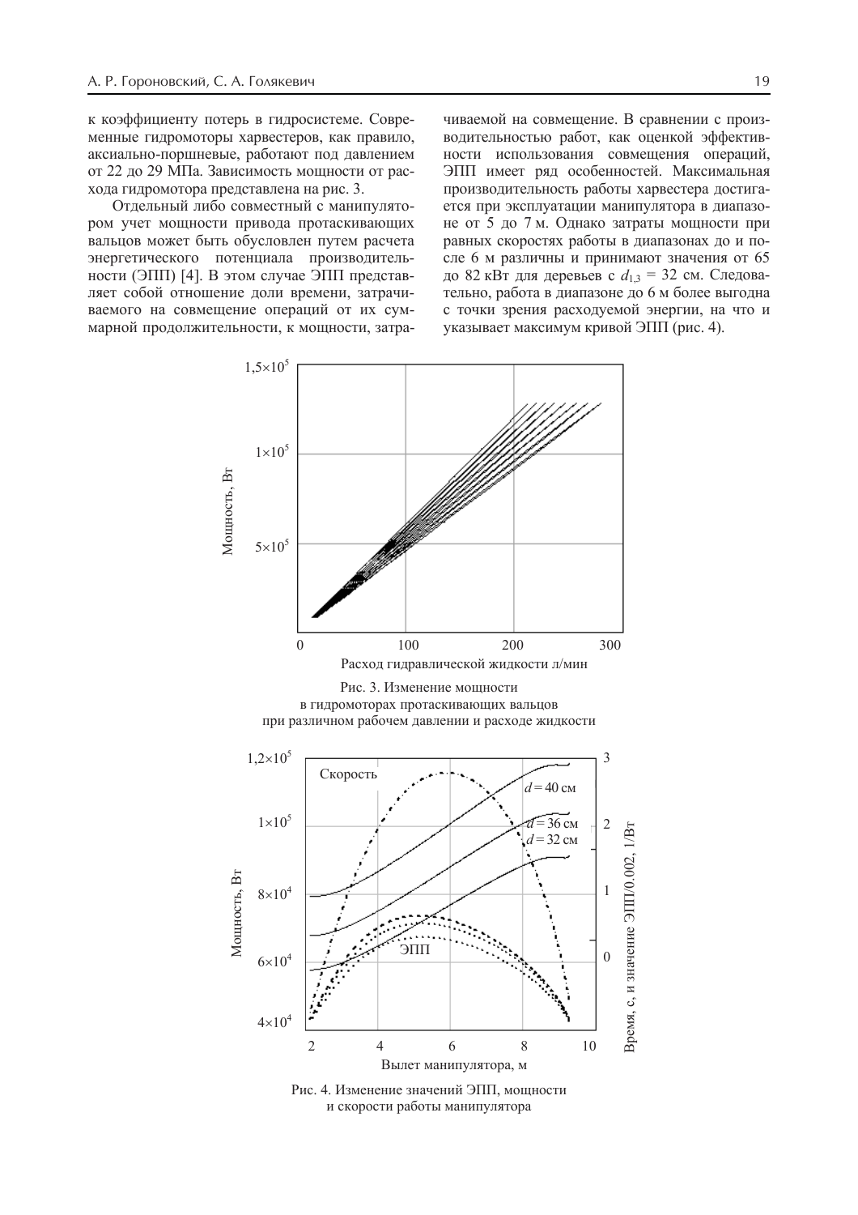к коэффициенту потерь в гидросистеме. Современные гидромоторы харвестеров, как правило, аксиально-поршневые, работают под давлением от 22 до 29 МПа. Зависимость мощности от расхода гидромотора представлена на рис. 3.

Отдельный либо совместный с манипулятором учет мощности привода протаскивающих вальцов может быть обусловлен путем расчета энергетического потенциала производительности (ЭПП) [4]. В этом случае ЭПП представляет собой отношение доли времени, затрачиваемого на совмещение операций от их суммарной продолжительности, к мощности, затрачиваемой на совмещение. В сравнении с производительностью работ, как оценкой эффективности использования совмещения операций, ЭПП имеет ряд особенностей. Максимальная производительность работы харвестера достигается при эксплуатации манипулятора в диапазоне от 5 до 7 м. Однако затраты мощности при равных скоростях работы в диапазонах до и после 6 м различны и принимают значения от 65 до 82 кВт для деревьев с $d_{1,3}$ = 32 см. Следовательно, работа в диапазоне до 6 м более выгодна с точки зрения расходуемой энергии, на что и указывает максимум кривой ЭПП (рис. 4).

Рис. 3. Изменение мощности в гидромоторах протаскивающих вальцов при различном рабочем давлении и расходе жидкости

Рис. 4. Изменение значений ЭПП, мощности и скорости работы манипулятора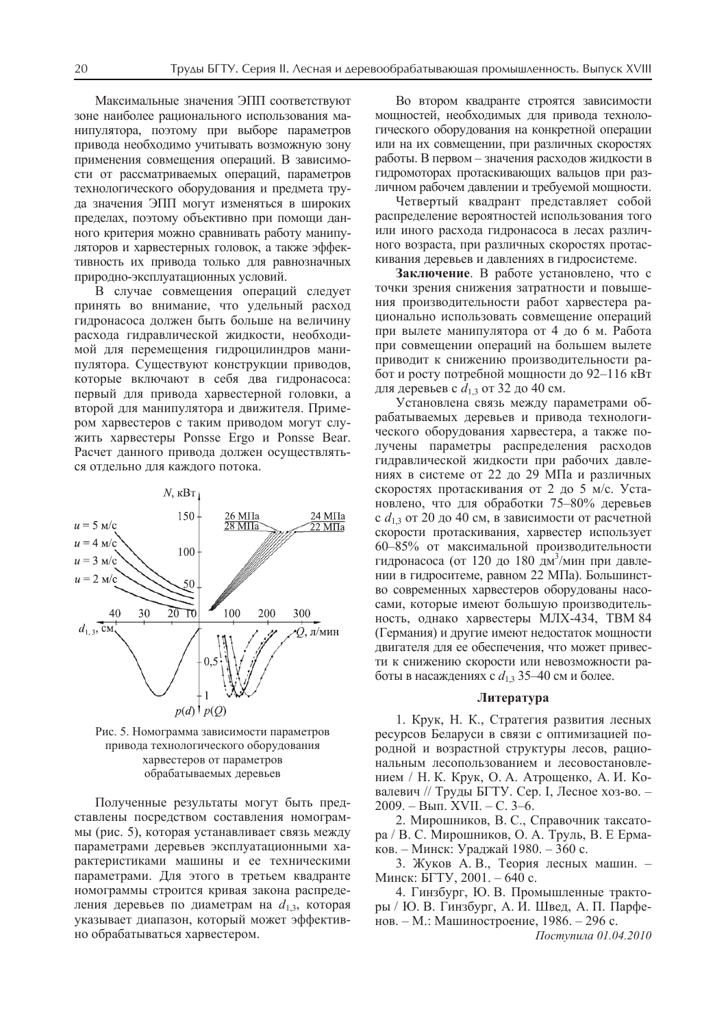Максимальные значения ЭПП соответствуют зоне наиболее рационального использования манипулятора, поэтому при выборе параметров привода необходимо учитывать возможную зону применения совмещения операций. В зависимости от рассматриваемых операций, параметров технологического оборудования и предмета труда значения ЭПП могут изменяться в широких пределах, поэтому объективно при помощи данного критерия можно сравнивать работу манипуляторов и харвестерных головок, а также эффективность их привода только для равнозначных природно-эксплуатационных условий.

В случае совмещения операций следует принять во внимание, что удельный расход гидронасоса должен быть больше на величину расхода гидравлической жидкости, необходимой для перемещения гидроцилиндров манипулятора. Существуют конструкции приводов, которые включают в себя два гидронасоса: первый для привода харвестерной головки, а второй для манипулятора и движителя. Примером харвестеров с таким приводом могут служить харвестеры Ponsse Ergo и Ponsse Bear. Расчет данного привода должен осуществляться отдельно для каждого потока.

$N$, кВт

150

100

50

$u$ = 5 м/с

$u$ = 4 м/с

$u$ = 3 м/с

$u$ = 2 м/с

26 МПа

28 МПа

24 МПа

22 МПа

40 30 20 10

100 200 300

$d_{1,3}$, см

$Q$, л/мин

0,5

1

$p(d)$ $p(Q)$

Рис. 5. Номограмма зависимости параметров привода технологического оборудования харвестеров от параметров обрабатываемых деревьев

Полученные результаты могут быть представлены посредством составления номограммы (рис. 5), которая устанавливает связь между параметрами деревьев эксплуатационными характеристиками машины и ее техническими параметрами. Для этого в третьем квадранте номограммы строится кривая закона распределения деревьев по диаметрам на $d_{1,3}$, которая указывает диапазон, который может эффективно обрабатываться харвестером.

Во втором квадранте строятся зависимости мощностей, необходимых для привода технологического оборудования на конкретной операции или на их совмещении, при различных скоростях работы. В первом – значения расходов жидкости в гидромоторах протаскивающих вальцов при различном рабочем давлении и требуемой мощности.

Четвертый квадрант представляет собой распределение вероятностей использования того или иного расхода гидронасоса в лесах различного возраста, при различных скоростях протаскивания деревьев и давлениях в гидросистеме.

**Заключение**. В работе установлено, что с точки зрения снижения затратности и повышения производительности работ харвестера рационально использовать совмещение операций при вылете манипулятора от 4 до 6 м. Работа при совмещении операций на большем вылете приводит к снижению производительности работ и росту потребной мощности до 92–116 кВт для деревьев с $d_{1,3}$ от 32 до 40 см.

Установлена связь между параметрами обрабатываемых деревьев и привода технологического оборудования харвестера, а также получены параметры распределения расходов гидравлической жидкости при рабочих давлениях в системе от 22 до 29 МПа и различных скоростях протаскивания от 2 до 5 м/с. Установлено, что для обработки 75–80% деревьев с $d_{1,3}$ от 20 до 40 см, в зависимости от расчетной скорости протаскивания, харвестер использует 60–85% от максимальной производительности гидронасоса (от 120 до 180 дм$^3$/мин при давлении в гидроситеме, равном 22 МПа). Большинство современных харвестеров оборудованы насосами, которые имеют большую производительность, однако харвестеры МЛХ-434, ТВМ 84 (Германия) и другие имеют недостаток мощности двигателя для ее обеспечения, что может привести к снижению скорости или невозможности работы в насаждениях с $d_{1,3}$ 35–40 см и более.

### Литература

1. Крук, Н. К., Стратегия развития лесных ресурсов Беларуси в связи с оптимизацией породной и возрастной структуры лесов, рациональным лесопользованием и лесовостановлением / Н. К. Крук, О. А. Атрощенко, А. И. Ковалевич // Труды БГТУ. Сер. I, Лесное хоз-во. – 2009. – Вып. XVII. – С. 3–6.
2. Мирошников, В. С., Справочник таксатора / В. С. Мирошников, О. А. Труль, В. Е Ермаков. – Минск: Ураджай 1980. – 360 с.
3. Жуков А. В., Теория лесных машин. – Минск: БГТУ, 2001. – 640 с.
4. Гинзбург, Ю. В. Промышленные тракторы / Ю. В. Гинзбург, А. И. Швед, А. П. Парфенов. – М.: Машиностроение, 1986. – 296 с.

*Поступила 01.04.2010*